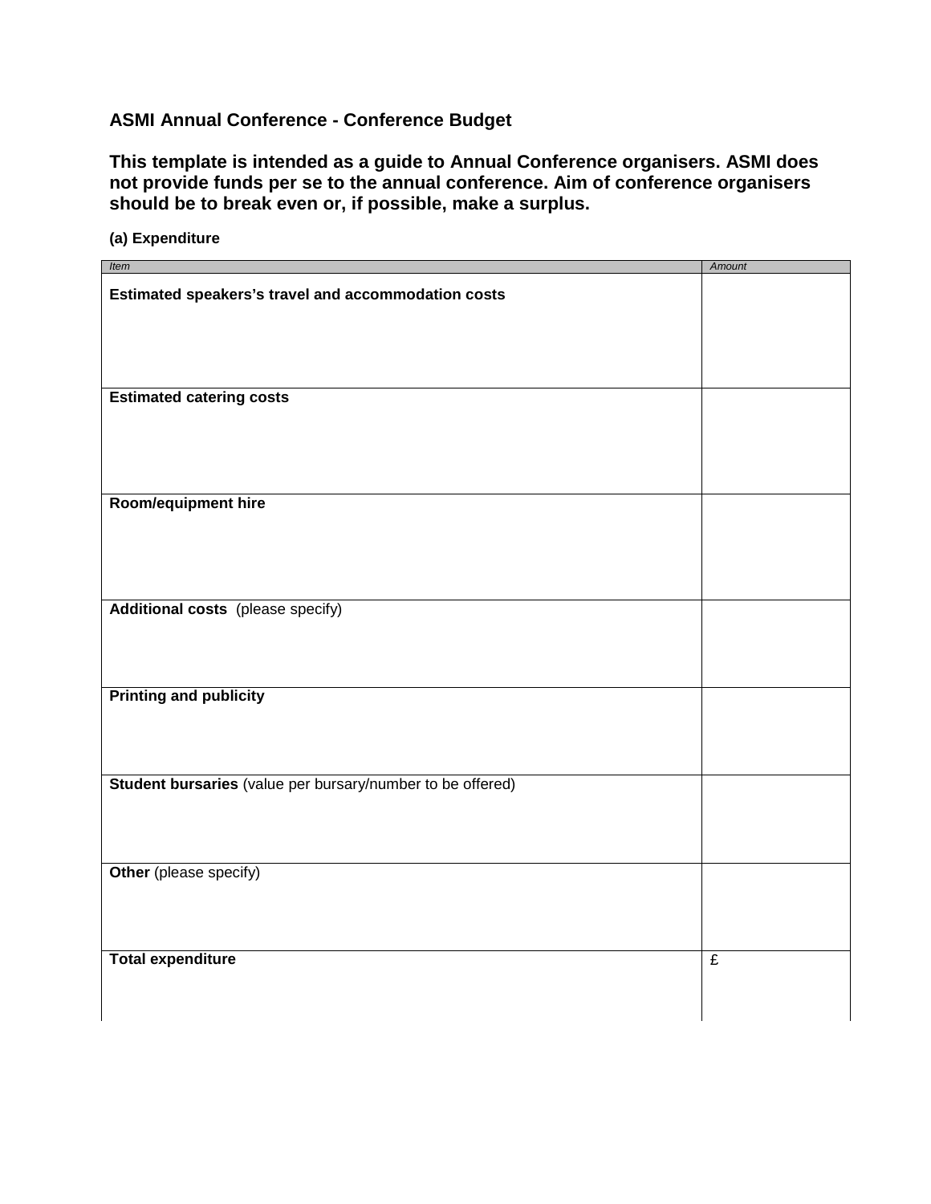**ASMI Annual Conference - Conference Budget**

**This template is intended as a guide to Annual Conference organisers. ASMI does not provide funds per se to the annual conference. Aim of conference organisers should be to break even or, if possible, make a surplus.**

**(a) Expenditure**

| *Item* | *Amount* |
|---|---|
| **Estimated speakers's travel and accommodation costs** | |
| **Estimated catering costs** | |
| **Room/equipment hire** | |
| **Additional costs** (please specify) | |
| **Printing and publicity** | |
| **Student bursaries** (value per bursary/number to be offered) | |
| **Other** (please specify) | |
| **Total expenditure** | £ |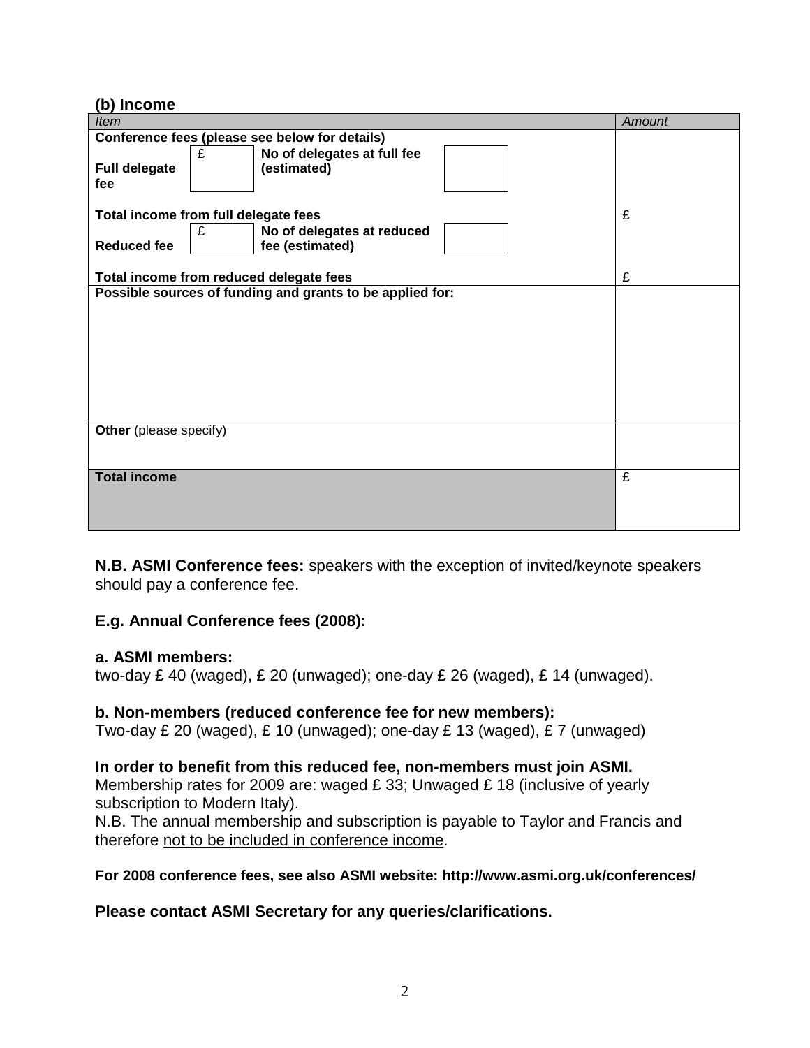### (b) Income

| *Item* | *Amount* |
|---|---|
| **Conference fees (please see below for details)** | |
| **Full delegate fee** £ — **No of delegates at full fee (estimated)** | |
| **Total income from full delegate fees** | £ |
| **Reduced fee** £ — **No of delegates at reduced fee (estimated)** | |
| **Total income from reduced delegate fees** | £ |
| **Possible sources of funding and grants to be applied for:** | |
| **Other** (please specify) | |
| **Total income** | £ |

**N.B. ASMI Conference fees:** speakers with the exception of invited/keynote speakers should pay a conference fee.

**E.g. Annual Conference fees (2008):**

**a. ASMI members:**
two-day £ 40 (waged), £ 20 (unwaged); one-day £ 26 (waged), £ 14 (unwaged).

**b. Non-members (reduced conference fee for new members):**
Two-day £ 20 (waged), £ 10 (unwaged); one-day £ 13 (waged), £ 7 (unwaged)

**In order to benefit from this reduced fee, non-members must join ASMI.**
Membership rates for 2009 are: waged £ 33; Unwaged £ 18 (inclusive of yearly subscription to Modern Italy).
N.B. The annual membership and subscription is payable to Taylor and Francis and therefore not to be included in conference income.

**For 2008 conference fees, see also ASMI website: http://www.asmi.org.uk/conferences/**

**Please contact ASMI Secretary for any queries/clarifications.**